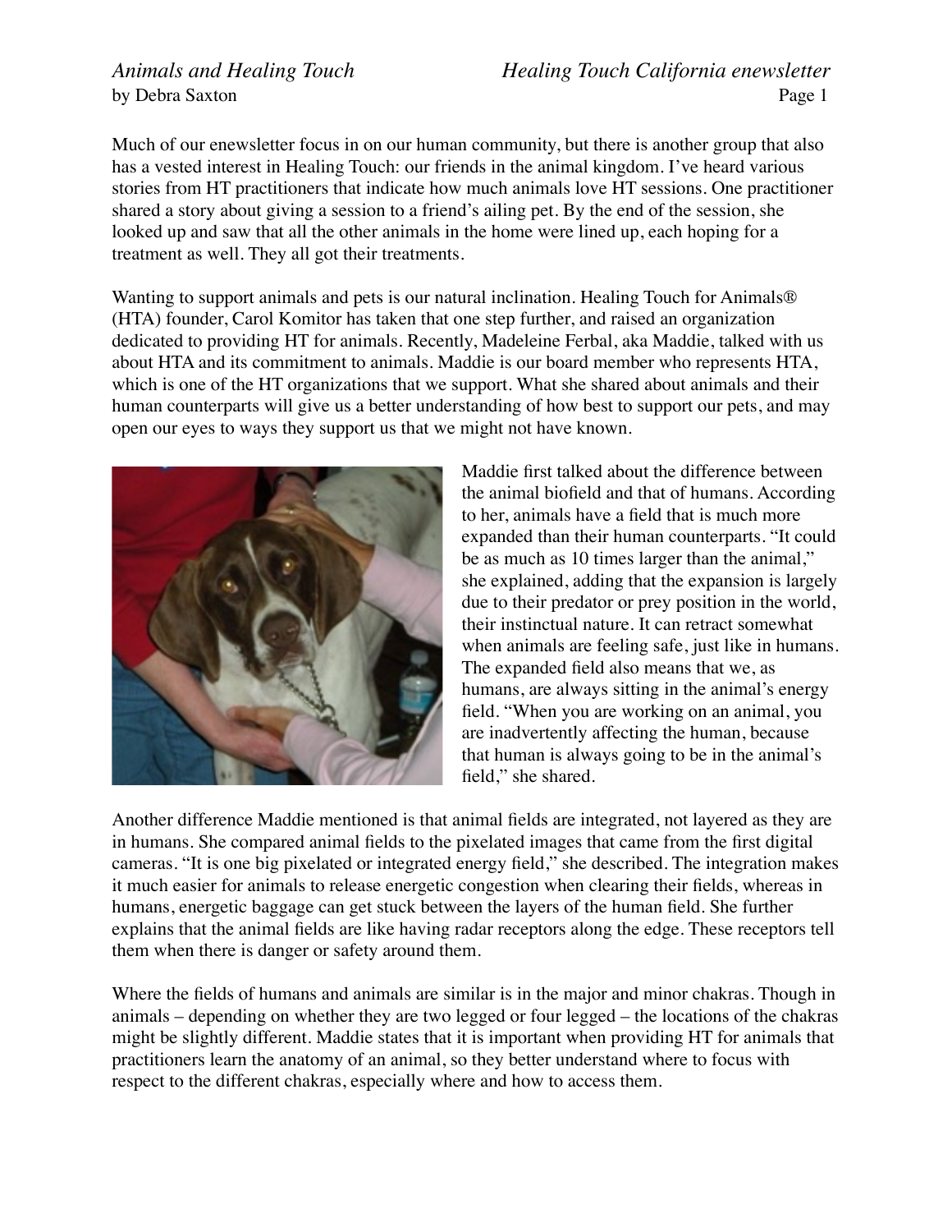# Animals and Healing Touch

by Debra Saxton

Much of our enewsletter focus in on our human community, but there is another group that also has a vested interest in Healing Touch: our friends in the animal kingdom. I've heard various stories from HT practitioners that indicate how much animals love HT sessions. One practitioner shared a story about giving a session to a friend's ailing pet. By the end of the session, she looked up and saw that all the other animals in the home were lined up, each hoping for a treatment as well. They all got their treatments.

Wanting to support animals and pets is our natural inclination. Healing Touch for Animals® (HTA) founder, Carol Komitor has taken that one step further, and raised an organization dedicated to providing HT for animals. Recently, Madeleine Ferbal, aka Maddie, talked with us about HTA and its commitment to animals. Maddie is our board member who represents HTA, which is one of the HT organizations that we support. What she shared about animals and their human counterparts will give us a better understanding of how best to support our pets, and may open our eyes to ways they support us that we might not have known.

Maddie first talked about the difference between the animal biofield and that of humans. According to her, animals have a field that is much more expanded than their human counterparts. "It could be as much as 10 times larger than the animal," she explained, adding that the expansion is largely due to their predator or prey position in the world, their instinctual nature. It can retract somewhat when animals are feeling safe, just like in humans. The expanded field also means that we, as humans, are always sitting in the animal's energy field. "When you are working on an animal, you are inadvertently affecting the human, because that human is always going to be in the animal's field," she shared.

Another difference Maddie mentioned is that animal fields are integrated, not layered as they are in humans. She compared animal fields to the pixelated images that came from the first digital cameras. "It is one big pixelated or integrated energy field," she described. The integration makes it much easier for animals to release energetic congestion when clearing their fields, whereas in humans, energetic baggage can get stuck between the layers of the human field. She further explains that the animal fields are like having radar receptors along the edge. These receptors tell them when there is danger or safety around them.

Where the fields of humans and animals are similar is in the major and minor chakras. Though in animals – depending on whether they are two legged or four legged – the locations of the chakras might be slightly different. Maddie states that it is important when providing HT for animals that practitioners learn the anatomy of an animal, so they better understand where to focus with respect to the different chakras, especially where and how to access them.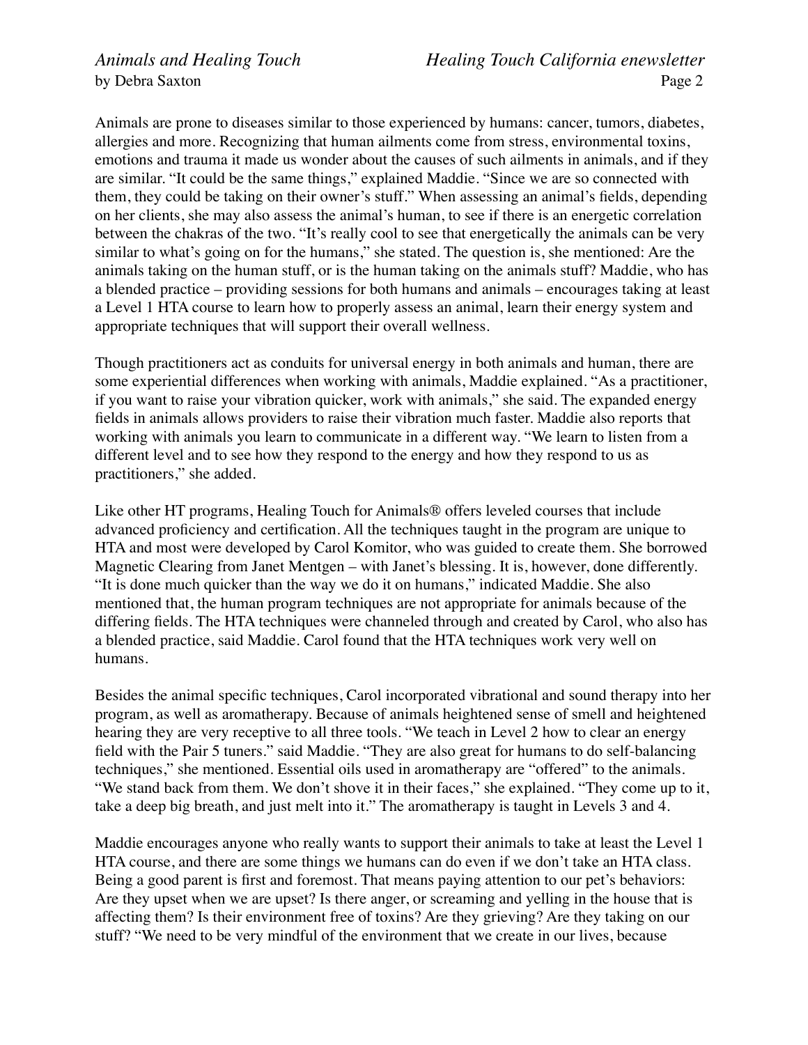Animals are prone to diseases similar to those experienced by humans: cancer, tumors, diabetes, allergies and more. Recognizing that human ailments come from stress, environmental toxins, emotions and trauma it made us wonder about the causes of such ailments in animals, and if they are similar. "It could be the same things," explained Maddie. "Since we are so connected with them, they could be taking on their owner's stuff." When assessing an animal's fields, depending on her clients, she may also assess the animal's human, to see if there is an energetic correlation between the chakras of the two. "It's really cool to see that energetically the animals can be very similar to what's going on for the humans," she stated. The question is, she mentioned: Are the animals taking on the human stuff, or is the human taking on the animals stuff? Maddie, who has a blended practice – providing sessions for both humans and animals – encourages taking at least a Level 1 HTA course to learn how to properly assess an animal, learn their energy system and appropriate techniques that will support their overall wellness.

Though practitioners act as conduits for universal energy in both animals and human, there are some experiential differences when working with animals, Maddie explained. "As a practitioner, if you want to raise your vibration quicker, work with animals," she said. The expanded energy fields in animals allows providers to raise their vibration much faster. Maddie also reports that working with animals you learn to communicate in a different way. "We learn to listen from a different level and to see how they respond to the energy and how they respond to us as practitioners," she added.

Like other HT programs, Healing Touch for Animals® offers leveled courses that include advanced proficiency and certification. All the techniques taught in the program are unique to HTA and most were developed by Carol Komitor, who was guided to create them. She borrowed Magnetic Clearing from Janet Mentgen – with Janet's blessing. It is, however, done differently. "It is done much quicker than the way we do it on humans," indicated Maddie. She also mentioned that, the human program techniques are not appropriate for animals because of the differing fields. The HTA techniques were channeled through and created by Carol, who also has a blended practice, said Maddie. Carol found that the HTA techniques work very well on humans.

Besides the animal specific techniques, Carol incorporated vibrational and sound therapy into her program, as well as aromatherapy. Because of animals heightened sense of smell and heightened hearing they are very receptive to all three tools. "We teach in Level 2 how to clear an energy field with the Pair 5 tuners." said Maddie. "They are also great for humans to do self-balancing techniques," she mentioned. Essential oils used in aromatherapy are "offered" to the animals. "We stand back from them. We don't shove it in their faces," she explained. "They come up to it, take a deep big breath, and just melt into it." The aromatherapy is taught in Levels 3 and 4.

Maddie encourages anyone who really wants to support their animals to take at least the Level 1 HTA course, and there are some things we humans can do even if we don't take an HTA class. Being a good parent is first and foremost. That means paying attention to our pet's behaviors: Are they upset when we are upset? Is there anger, or screaming and yelling in the house that is affecting them? Is their environment free of toxins? Are they grieving? Are they taking on our stuff? "We need to be very mindful of the environment that we create in our lives, because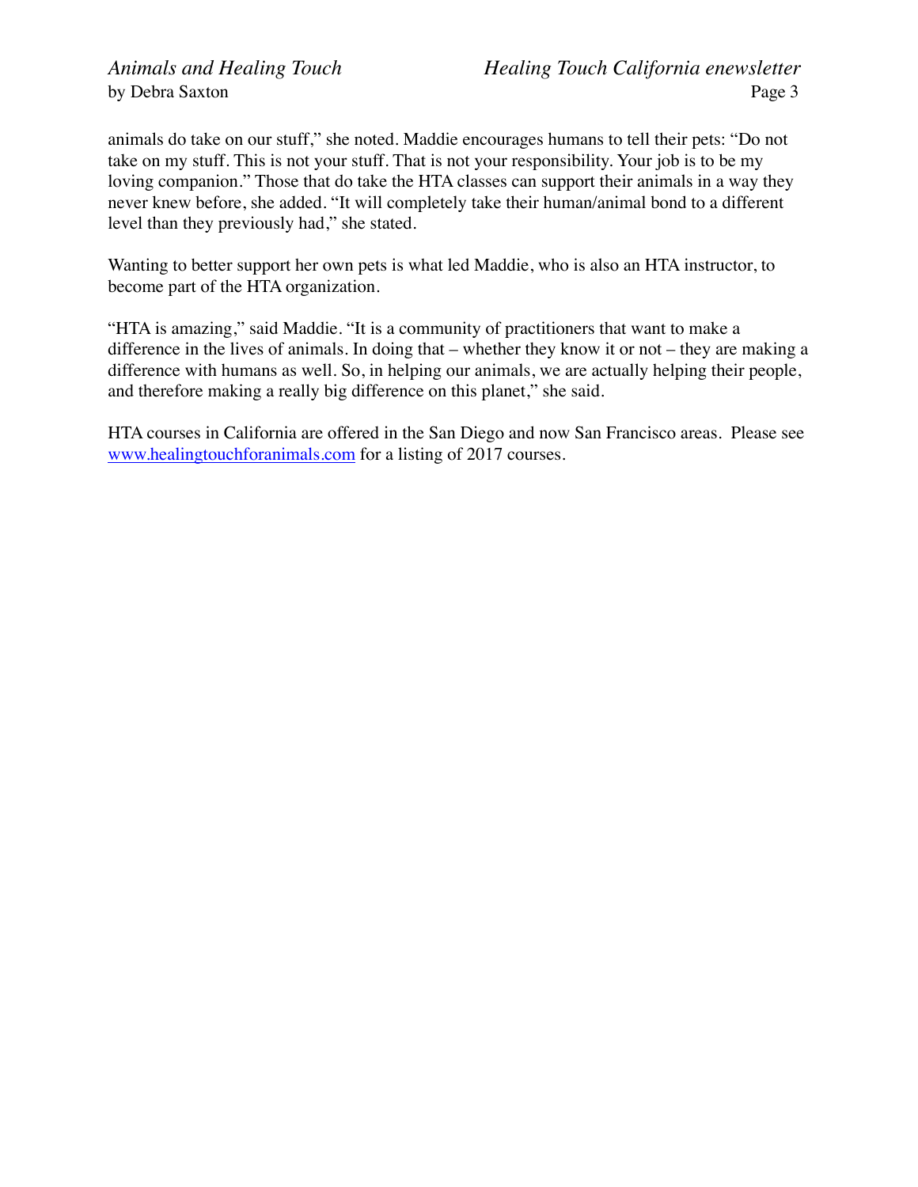animals do take on our stuff," she noted. Maddie encourages humans to tell their pets: "Do not take on my stuff. This is not your stuff. That is not your responsibility. Your job is to be my loving companion." Those that do take the HTA classes can support their animals in a way they never knew before, she added. "It will completely take their human/animal bond to a different level than they previously had," she stated.

Wanting to better support her own pets is what led Maddie, who is also an HTA instructor, to become part of the HTA organization.

"HTA is amazing," said Maddie. "It is a community of practitioners that want to make a difference in the lives of animals. In doing that – whether they know it or not – they are making a difference with humans as well. So, in helping our animals, we are actually helping their people, and therefore making a really big difference on this planet," she said.

HTA courses in California are offered in the San Diego and now San Francisco areas. Please see [www.healingtouchforanimals.com](http://www.healingtouchforanimals.com) for a listing of 2017 courses.